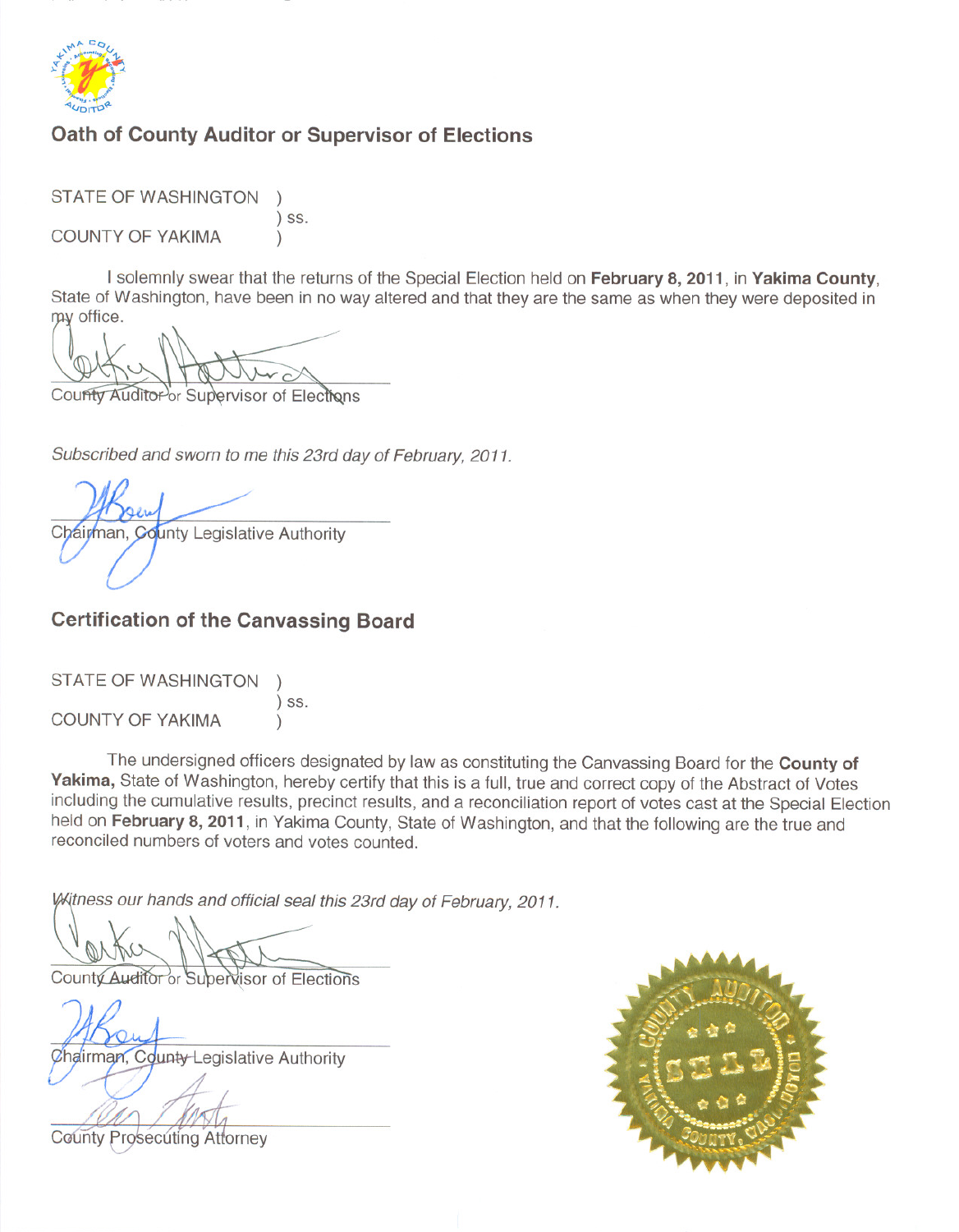## Oath of County Auditor or Supervisor of Elections

STATE OF WASHINGTON )
) ss.
COUNTY OF YAKIMA )

I solemnly swear that the returns of the Special Election held on **February 8, 2011**, in **Yakima County**, State of Washington, have been in no way altered and that they are the same as when they were deposited in my office.

County Auditor or Supervisor of Elections

*Subscribed and sworn to me this 23rd day of February, 2011.*

Chairman, County Legislative Authority

## Certification of the Canvassing Board

STATE OF WASHINGTON )
) ss.
COUNTY OF YAKIMA )

The undersigned officers designated by law as constituting the Canvassing Board for the **County of Yakima,** State of Washington, hereby certify that this is a full, true and correct copy of the Abstract of Votes including the cumulative results, precinct results, and a reconciliation report of votes cast at the Special Election held on **February 8, 2011**, in Yakima County, State of Washington, and that the following are the true and reconciled numbers of voters and votes counted.

*Witness our hands and official seal this 23rd day of February, 2011.*

County Auditor or Supervisor of Elections

Chairman, County Legislative Authority

County Prosecuting Attorney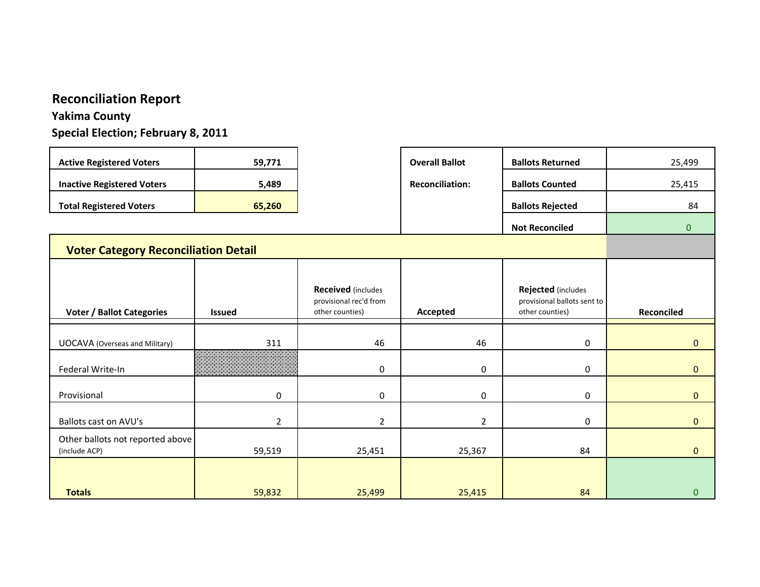# Reconciliation Report

## Yakima County

### Special Election; February 8, 2011

| Active Registered Voters | 59,771 |
|---|---|
| Inactive Registered Voters | 5,489 |
| Total Registered Voters | 65,260 |

| Overall Ballot Reconciliation: | | |
|---|---|---|
| | Ballots Returned | 25,499 |
| | Ballots Counted | 25,415 |
| | Ballots Rejected | 84 |
| | Not Reconciled | 0 |

## Voter Category Reconciliation Detail

| Voter / Ballot Categories | Issued | Received (includes provisional rec'd from other counties) | Accepted | Rejected (includes provisional ballots sent to other counties) | Reconciled |
|---|---|---|---|---|---|
| UOCAVA (Overseas and Military) | 311 | 46 | 46 | 0 | 0 |
| Federal Write-In | | 0 | 0 | 0 | 0 |
| Provisional | 0 | 0 | 0 | 0 | 0 |
| Ballots cast on AVU's | 2 | 2 | 2 | 0 | 0 |
| Other ballots not reported above (include ACP) | 59,519 | 25,451 | 25,367 | 84 | 0 |
| **Totals** | 59,832 | 25,499 | 25,415 | 84 | 0 |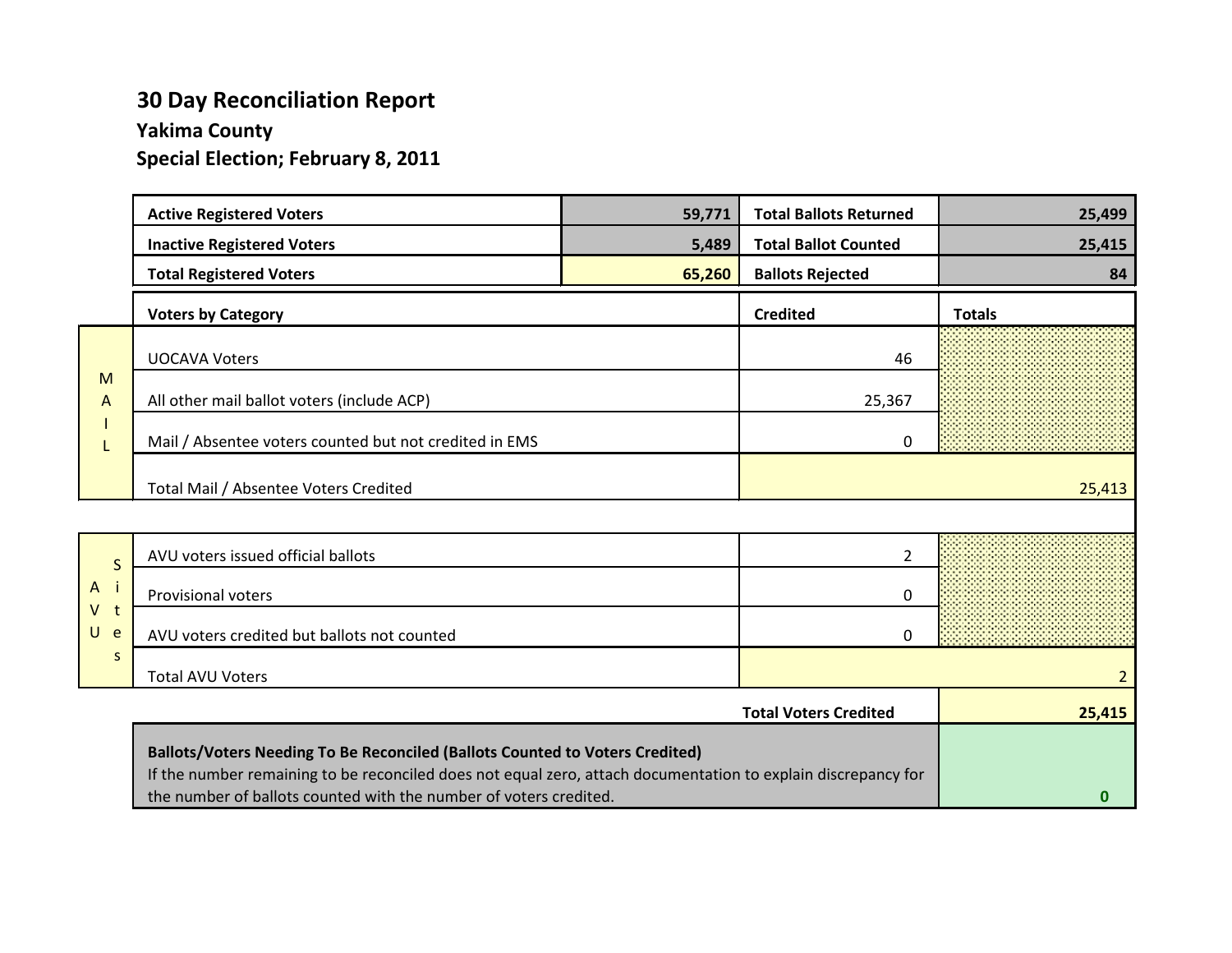# 30 Day Reconciliation Report

## Yakima County

## Special Election; February 8, 2011

| Active Registered Voters | 59,771 | Total Ballots Returned | 25,499 |
|---|---|---|---|
| Inactive Registered Voters | 5,489 | Total Ballot Counted | 25,415 |
| Total Registered Voters | 65,260 | Ballots Rejected | 84 |

| | Voters by Category | Credited | Totals |
|---|---|---|---|
| MAIL | UOCAVA Voters | 46 | |
| | All other mail ballot voters (include ACP) | 25,367 | |
| | Mail / Absentee voters counted but not credited in EMS | 0 | |
| | Total Mail / Absentee Voters Credited | | 25,413 |
| AVU Sites | AVU voters issued official ballots | 2 | |
| | Provisional voters | 0 | |
| | AVU voters credited but ballots not counted | 0 | |
| | Total AVU Voters | | 2 |
| | | Total Voters Credited | 25,415 |

| Ballots/Voters Needing To Be Reconciled (Ballots Counted to Voters Credited) | |
|---|---|
| If the number remaining to be reconciled does not equal zero, attach documentation to explain discrepancy for the number of ballots counted with the number of voters credited. | 0 |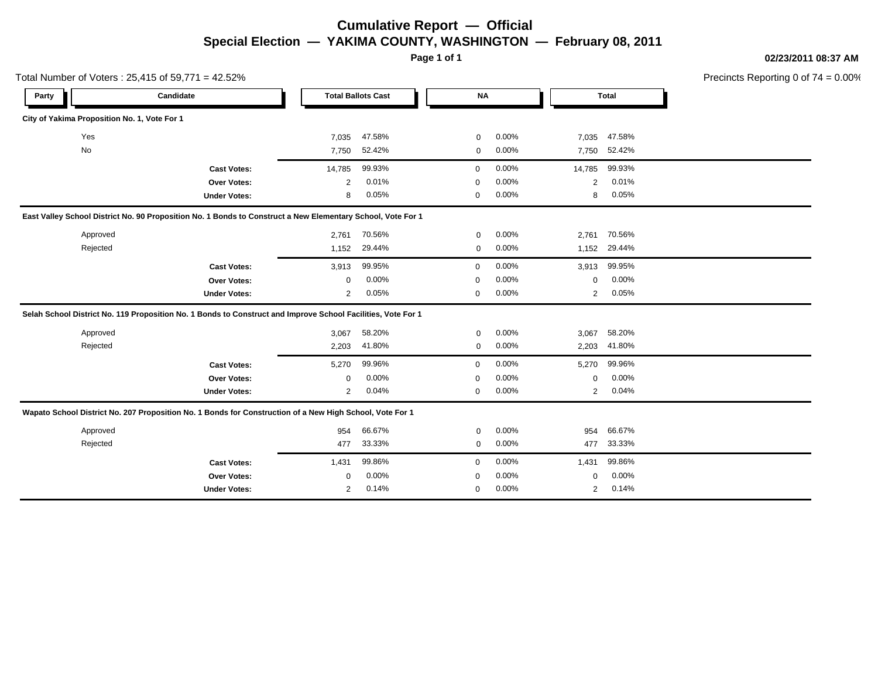# Cumulative Report — Official

## Special Election — YAKIMA COUNTY, WASHINGTON — February 08, 2011

02/23/2011 08:37 AM

Total Number of Voters : 25,415 of 59,771 = 42.52%

Precincts Reporting 0 of 74 = 0.00%

| Party | Candidate | Total Ballots Cast | | NA | | Total | |
|---|---|---|---|---|---|---|---|
| **City of Yakima Proposition No. 1, Vote For 1** | | | | | | | |
| | Yes | 7,035 | 47.58% | 0 | 0.00% | 7,035 | 47.58% |
| | No | 7,750 | 52.42% | 0 | 0.00% | 7,750 | 52.42% |
| | **Cast Votes:** | 14,785 | 99.93% | 0 | 0.00% | 14,785 | 99.93% |
| | **Over Votes:** | 2 | 0.01% | 0 | 0.00% | 2 | 0.01% |
| | **Under Votes:** | 8 | 0.05% | 0 | 0.00% | 8 | 0.05% |
| **East Valley School District No. 90 Proposition No. 1 Bonds to Construct a New Elementary School, Vote For 1** | | | | | | | |
| | Approved | 2,761 | 70.56% | 0 | 0.00% | 2,761 | 70.56% |
| | Rejected | 1,152 | 29.44% | 0 | 0.00% | 1,152 | 29.44% |
| | **Cast Votes:** | 3,913 | 99.95% | 0 | 0.00% | 3,913 | 99.95% |
| | **Over Votes:** | 0 | 0.00% | 0 | 0.00% | 0 | 0.00% |
| | **Under Votes:** | 2 | 0.05% | 0 | 0.00% | 2 | 0.05% |
| **Selah School District No. 119 Proposition No. 1 Bonds to Construct and Improve School Facilities, Vote For 1** | | | | | | | |
| | Approved | 3,067 | 58.20% | 0 | 0.00% | 3,067 | 58.20% |
| | Rejected | 2,203 | 41.80% | 0 | 0.00% | 2,203 | 41.80% |
| | **Cast Votes:** | 5,270 | 99.96% | 0 | 0.00% | 5,270 | 99.96% |
| | **Over Votes:** | 0 | 0.00% | 0 | 0.00% | 0 | 0.00% |
| | **Under Votes:** | 2 | 0.04% | 0 | 0.00% | 2 | 0.04% |
| **Wapato School District No. 207 Proposition No. 1 Bonds for Construction of a New High School, Vote For 1** | | | | | | | |
| | Approved | 954 | 66.67% | 0 | 0.00% | 954 | 66.67% |
| | Rejected | 477 | 33.33% | 0 | 0.00% | 477 | 33.33% |
| | **Cast Votes:** | 1,431 | 99.86% | 0 | 0.00% | 1,431 | 99.86% |
| | **Over Votes:** | 0 | 0.00% | 0 | 0.00% | 0 | 0.00% |
| | **Under Votes:** | 2 | 0.14% | 0 | 0.00% | 2 | 0.14% |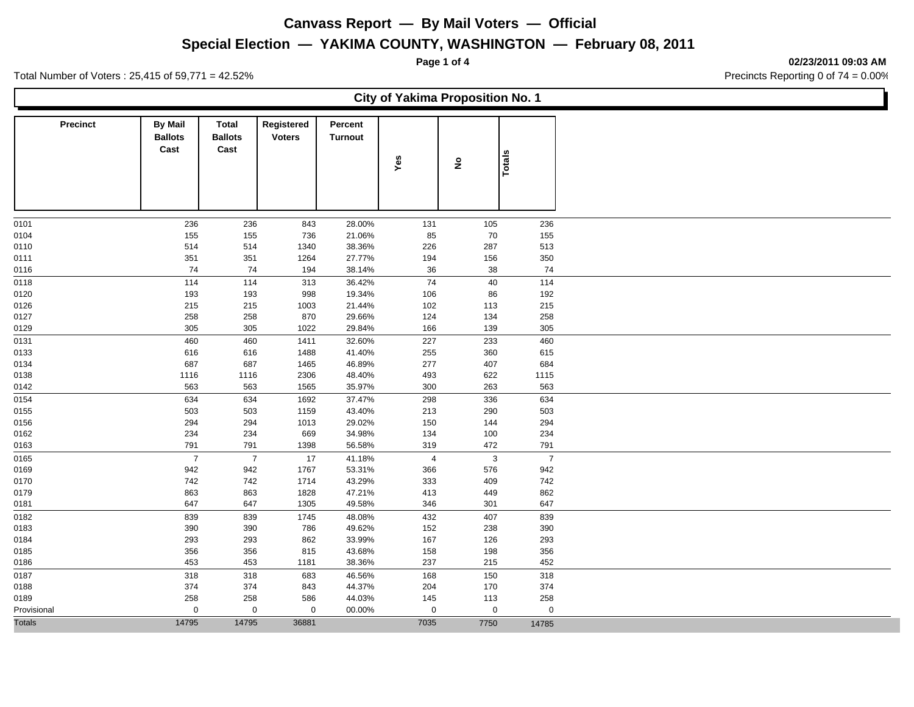# Canvass Report — By Mail Voters — Official

## Special Election — YAKIMA COUNTY, WASHINGTON — February 08, 2011

02/23/2011 09:03 AM

Total Number of Voters : 25,415 of 59,771 = 42.52%

Precincts Reporting 0 of 74 = 0.00%

### City of Yakima Proposition No. 1

| Precinct | By Mail Ballots Cast | Total Ballots Cast | Registered Voters | Percent Turnout | Yes | No | Totals |
|---|---|---|---|---|---|---|---|
| 0101 | 236 | 236 | 843 | 28.00% | 131 | 105 | 236 |
| 0104 | 155 | 155 | 736 | 21.06% | 85 | 70 | 155 |
| 0110 | 514 | 514 | 1340 | 38.36% | 226 | 287 | 513 |
| 0111 | 351 | 351 | 1264 | 27.77% | 194 | 156 | 350 |
| 0116 | 74 | 74 | 194 | 38.14% | 36 | 38 | 74 |
| 0118 | 114 | 114 | 313 | 36.42% | 74 | 40 | 114 |
| 0120 | 193 | 193 | 998 | 19.34% | 106 | 86 | 192 |
| 0126 | 215 | 215 | 1003 | 21.44% | 102 | 113 | 215 |
| 0127 | 258 | 258 | 870 | 29.66% | 124 | 134 | 258 |
| 0129 | 305 | 305 | 1022 | 29.84% | 166 | 139 | 305 |
| 0131 | 460 | 460 | 1411 | 32.60% | 227 | 233 | 460 |
| 0133 | 616 | 616 | 1488 | 41.40% | 255 | 360 | 615 |
| 0134 | 687 | 687 | 1465 | 46.89% | 277 | 407 | 684 |
| 0138 | 1116 | 1116 | 2306 | 48.40% | 493 | 622 | 1115 |
| 0142 | 563 | 563 | 1565 | 35.97% | 300 | 263 | 563 |
| 0154 | 634 | 634 | 1692 | 37.47% | 298 | 336 | 634 |
| 0155 | 503 | 503 | 1159 | 43.40% | 213 | 290 | 503 |
| 0156 | 294 | 294 | 1013 | 29.02% | 150 | 144 | 294 |
| 0162 | 234 | 234 | 669 | 34.98% | 134 | 100 | 234 |
| 0163 | 791 | 791 | 1398 | 56.58% | 319 | 472 | 791 |
| 0165 | 7 | 7 | 17 | 41.18% | 4 | 3 | 7 |
| 0169 | 942 | 942 | 1767 | 53.31% | 366 | 576 | 942 |
| 0170 | 742 | 742 | 1714 | 43.29% | 333 | 409 | 742 |
| 0179 | 863 | 863 | 1828 | 47.21% | 413 | 449 | 862 |
| 0181 | 647 | 647 | 1305 | 49.58% | 346 | 301 | 647 |
| 0182 | 839 | 839 | 1745 | 48.08% | 432 | 407 | 839 |
| 0183 | 390 | 390 | 786 | 49.62% | 152 | 238 | 390 |
| 0184 | 293 | 293 | 862 | 33.99% | 167 | 126 | 293 |
| 0185 | 356 | 356 | 815 | 43.68% | 158 | 198 | 356 |
| 0186 | 453 | 453 | 1181 | 38.36% | 237 | 215 | 452 |
| 0187 | 318 | 318 | 683 | 46.56% | 168 | 150 | 318 |
| 0188 | 374 | 374 | 843 | 44.37% | 204 | 170 | 374 |
| 0189 | 258 | 258 | 586 | 44.03% | 145 | 113 | 258 |
| Provisional | 0 | 0 | 0 | 00.00% | 0 | 0 | 0 |
| Totals | 14795 | 14795 | 36881 | | 7035 | 7750 | 14785 |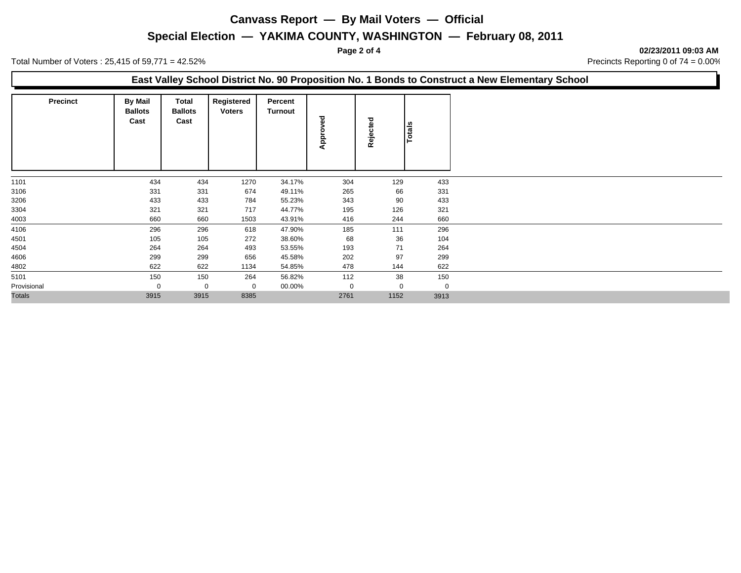# Canvass Report — By Mail Voters — Official

## Special Election — YAKIMA COUNTY, WASHINGTON — February 08, 2011

**02/23/2011 09:03 AM**

Total Number of Voters : 25,415 of 59,771 = 42.52%

Precincts Reporting 0 of 74 = 0.00%

### East Valley School District No. 90 Proposition No. 1 Bonds to Construct a New Elementary School

| Precinct | By Mail Ballots Cast | Total Ballots Cast | Registered Voters | Percent Turnout | Approved | Rejected | Totals |
|---|---|---|---|---|---|---|---|
| 1101 | 434 | 434 | 1270 | 34.17% | 304 | 129 | 433 |
| 3106 | 331 | 331 | 674 | 49.11% | 265 | 66 | 331 |
| 3206 | 433 | 433 | 784 | 55.23% | 343 | 90 | 433 |
| 3304 | 321 | 321 | 717 | 44.77% | 195 | 126 | 321 |
| 4003 | 660 | 660 | 1503 | 43.91% | 416 | 244 | 660 |
| 4106 | 296 | 296 | 618 | 47.90% | 185 | 111 | 296 |
| 4501 | 105 | 105 | 272 | 38.60% | 68 | 36 | 104 |
| 4504 | 264 | 264 | 493 | 53.55% | 193 | 71 | 264 |
| 4606 | 299 | 299 | 656 | 45.58% | 202 | 97 | 299 |
| 4802 | 622 | 622 | 1134 | 54.85% | 478 | 144 | 622 |
| 5101 | 150 | 150 | 264 | 56.82% | 112 | 38 | 150 |
| Provisional | 0 | 0 | 0 | 00.00% | 0 | 0 | 0 |
| Totals | 3915 | 3915 | 8385 | | 2761 | 1152 | 3913 |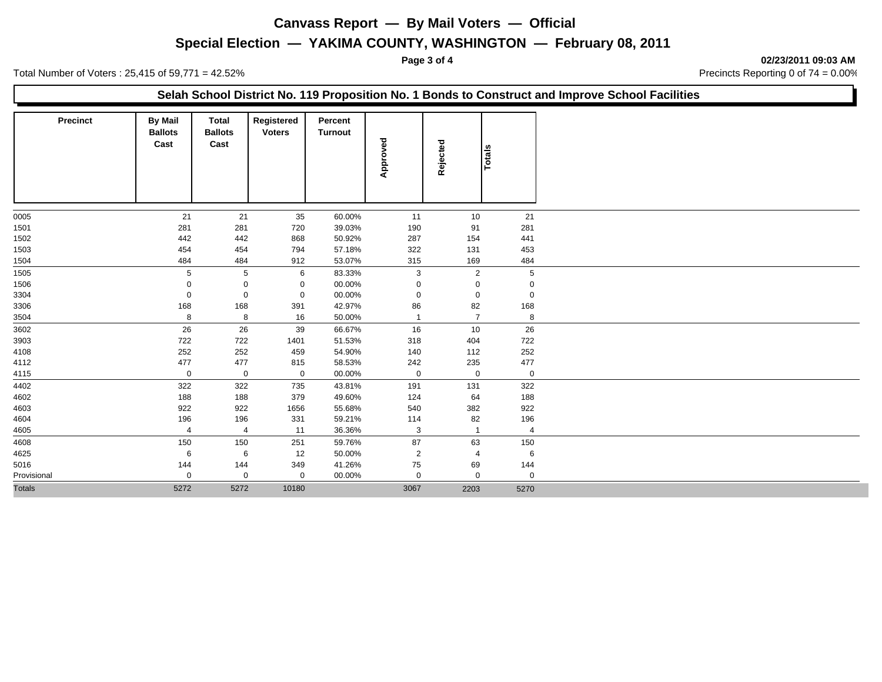# Canvass Report — By Mail Voters — Official

## Special Election — YAKIMA COUNTY, WASHINGTON — February 08, 2011

**02/23/2011 09:03 AM**

Total Number of Voters : 25,415 of 59,771 = 42.52%

Precincts Reporting 0 of 74 = 0.00%

### Selah School District No. 119 Proposition No. 1 Bonds to Construct and Improve School Facilities

| Precinct | By Mail Ballots Cast | Total Ballots Cast | Registered Voters | Percent Turnout | Approved | Rejected | Totals |
|---|---|---|---|---|---|---|---|
| 0005 | 21 | 21 | 35 | 60.00% | 11 | 10 | 21 |
| 1501 | 281 | 281 | 720 | 39.03% | 190 | 91 | 281 |
| 1502 | 442 | 442 | 868 | 50.92% | 287 | 154 | 441 |
| 1503 | 454 | 454 | 794 | 57.18% | 322 | 131 | 453 |
| 1504 | 484 | 484 | 912 | 53.07% | 315 | 169 | 484 |
| 1505 | 5 | 5 | 6 | 83.33% | 3 | 2 | 5 |
| 1506 | 0 | 0 | 0 | 00.00% | 0 | 0 | 0 |
| 3304 | 0 | 0 | 0 | 00.00% | 0 | 0 | 0 |
| 3306 | 168 | 168 | 391 | 42.97% | 86 | 82 | 168 |
| 3504 | 8 | 8 | 16 | 50.00% | 1 | 7 | 8 |
| 3602 | 26 | 26 | 39 | 66.67% | 16 | 10 | 26 |
| 3903 | 722 | 722 | 1401 | 51.53% | 318 | 404 | 722 |
| 4108 | 252 | 252 | 459 | 54.90% | 140 | 112 | 252 |
| 4112 | 477 | 477 | 815 | 58.53% | 242 | 235 | 477 |
| 4115 | 0 | 0 | 0 | 00.00% | 0 | 0 | 0 |
| 4402 | 322 | 322 | 735 | 43.81% | 191 | 131 | 322 |
| 4602 | 188 | 188 | 379 | 49.60% | 124 | 64 | 188 |
| 4603 | 922 | 922 | 1656 | 55.68% | 540 | 382 | 922 |
| 4604 | 196 | 196 | 331 | 59.21% | 114 | 82 | 196 |
| 4605 | 4 | 4 | 11 | 36.36% | 3 | 1 | 4 |
| 4608 | 150 | 150 | 251 | 59.76% | 87 | 63 | 150 |
| 4625 | 6 | 6 | 12 | 50.00% | 2 | 4 | 6 |
| 5016 | 144 | 144 | 349 | 41.26% | 75 | 69 | 144 |
| Provisional | 0 | 0 | 0 | 00.00% | 0 | 0 | 0 |
| Totals | 5272 | 5272 | 10180 | | 3067 | 2203 | 5270 |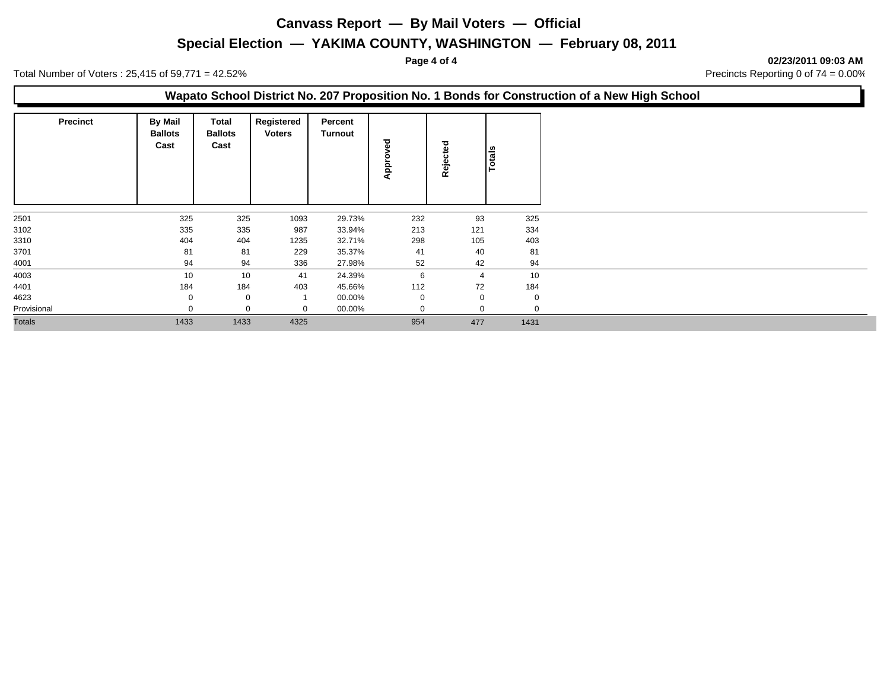# Canvass Report — By Mail Voters — Official

## Special Election — YAKIMA COUNTY, WASHINGTON — February 08, 2011

02/23/2011 09:03 AM

Total Number of Voters : 25,415 of 59,771 = 42.52%

Precincts Reporting 0 of 74 = 0.00%

### Wapato School District No. 207 Proposition No. 1 Bonds for Construction of a New High School

| Precinct | By Mail Ballots Cast | Total Ballots Cast | Registered Voters | Percent Turnout | Approved | Rejected | Totals |
|---|---|---|---|---|---|---|---|
| 2501 | 325 | 325 | 1093 | 29.73% | 232 | 93 | 325 |
| 3102 | 335 | 335 | 987 | 33.94% | 213 | 121 | 334 |
| 3310 | 404 | 404 | 1235 | 32.71% | 298 | 105 | 403 |
| 3701 | 81 | 81 | 229 | 35.37% | 41 | 40 | 81 |
| 4001 | 94 | 94 | 336 | 27.98% | 52 | 42 | 94 |
| 4003 | 10 | 10 | 41 | 24.39% | 6 | 4 | 10 |
| 4401 | 184 | 184 | 403 | 45.66% | 112 | 72 | 184 |
| 4623 | 0 | 0 | 1 | 00.00% | 0 | 0 | 0 |
| Provisional | 0 | 0 | 0 | 00.00% | 0 | 0 | 0 |
| Totals | 1433 | 1433 | 4325 | | 954 | 477 | 1431 |